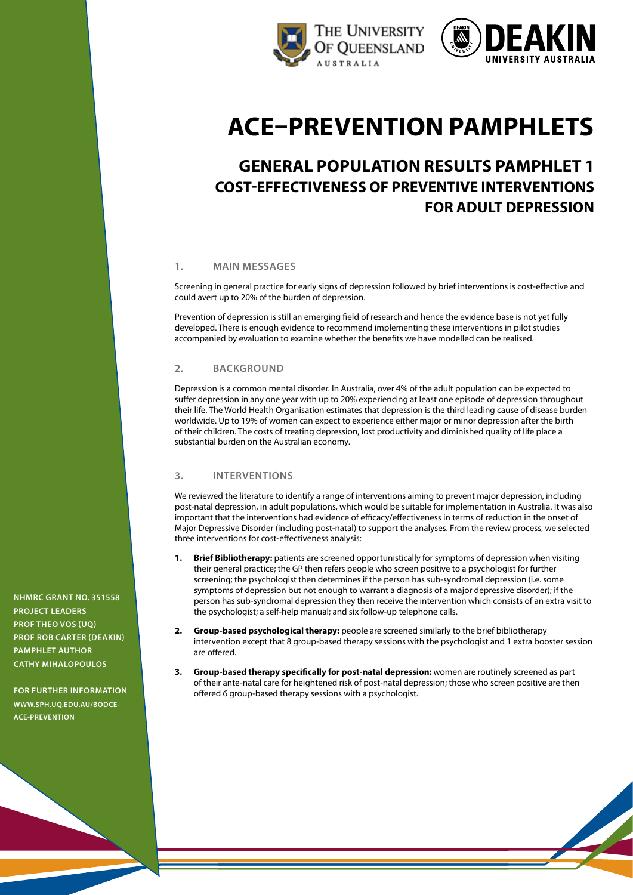THE UNIVERSITY OF QUEENSLAND AUSTRALIA

DEAKIN UNIVERSITY AUSTRALIA

# ACE–PREVENTION PAMPHLETS

## GENERAL POPULATION RESULTS PAMPHLET 1
## COST-EFFECTIVENESS OF PREVENTIVE INTERVENTIONS FOR ADULT DEPRESSION

**NHMRC GRANT NO. 351558**
**PROJECT LEADERS**
**PROF THEO VOS (UQ)**
**PROF ROB CARTER (DEAKIN)**
**PAMPHLET AUTHOR**
**CATHY MIHALOPOULOS**

**FOR FURTHER INFORMATION**
**WWW.SPH.UQ.EDU.AU/BODCE-ACE-PREVENTION**

### 1. MAIN MESSAGES

Screening in general practice for early signs of depression followed by brief interventions is cost-effective and could avert up to 20% of the burden of depression.

Prevention of depression is still an emerging field of research and hence the evidence base is not yet fully developed. There is enough evidence to recommend implementing these interventions in pilot studies accompanied by evaluation to examine whether the benefits we have modelled can be realised.

### 2. BACKGROUND

Depression is a common mental disorder. In Australia, over 4% of the adult population can be expected to suffer depression in any one year with up to 20% experiencing at least one episode of depression throughout their life. The World Health Organisation estimates that depression is the third leading cause of disease burden worldwide. Up to 19% of women can expect to experience either major or minor depression after the birth of their children. The costs of treating depression, lost productivity and diminished quality of life place a substantial burden on the Australian economy.

### 3. INTERVENTIONS

We reviewed the literature to identify a range of interventions aiming to prevent major depression, including post-natal depression, in adult populations, which would be suitable for implementation in Australia. It was also important that the interventions had evidence of efficacy/effectiveness in terms of reduction in the onset of Major Depressive Disorder (including post-natal) to support the analyses. From the review process, we selected three interventions for cost-effectiveness analysis:

1. **Brief Bibliotherapy:** patients are screened opportunistically for symptoms of depression when visiting their general practice; the GP then refers people who screen positive to a psychologist for further screening; the psychologist then determines if the person has sub-syndromal depression (i.e. some symptoms of depression but not enough to warrant a diagnosis of a major depressive disorder); if the person has sub-syndromal depression they then receive the intervention which consists of an extra visit to the psychologist; a self-help manual; and six follow-up telephone calls.
2. **Group-based psychological therapy:** people are screened similarly to the brief bibliotherapy intervention except that 8 group-based therapy sessions with the psychologist and 1 extra booster session are offered.
3. **Group-based therapy specifically for post-natal depression:** women are routinely screened as part of their ante-natal care for heightened risk of post-natal depression; those who screen positive are then offered 6 group-based therapy sessions with a psychologist.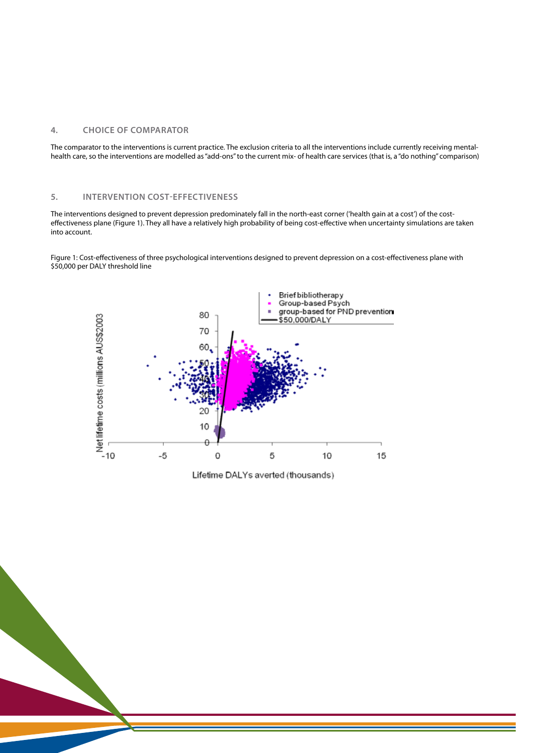## 4. CHOICE OF COMPARATOR

The comparator to the interventions is current practice. The exclusion criteria to all the interventions include currently receiving mental-health care, so the interventions are modelled as "add-ons" to the current mix- of health care services (that is, a "do nothing" comparison)

## 5. INTERVENTION COST-EFFECTIVENESS

The interventions designed to prevent depression predominately fall in the north-east corner ('health gain at a cost') of the cost-effectiveness plane (Figure 1). They all have a relatively high probability of being cost-effective when uncertainty simulations are taken into account.

Figure 1: Cost-effectiveness of three psychological interventions designed to prevent depression on a cost-effectiveness plane with $50,000 per DALY threshold line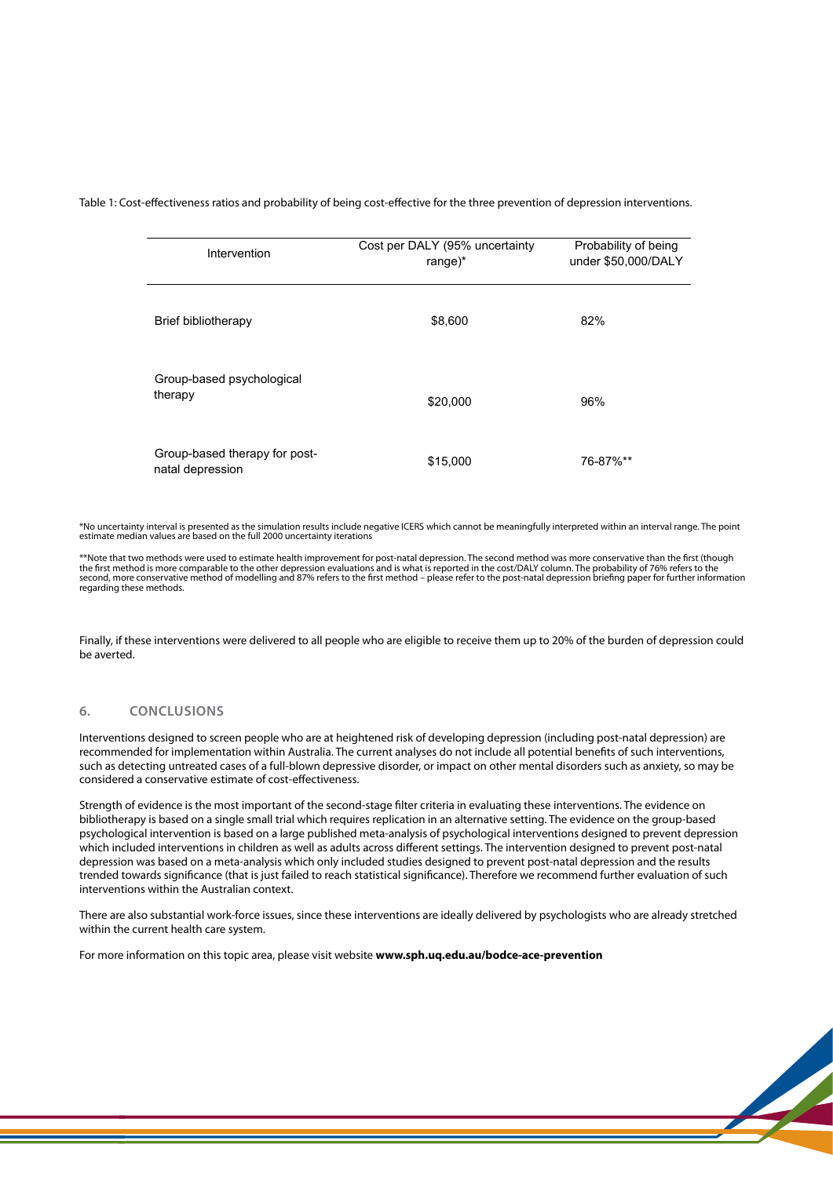Table 1: Cost-effectiveness ratios and probability of being cost-effective for the three prevention of depression interventions.

| Intervention | Cost per DALY (95% uncertainty range)* | Probability of being under $50,000/DALY |
|---|---|---|
| Brief bibliotherapy | $8,600 | 82% |
| Group-based psychological therapy | $20,000 | 96% |
| Group-based therapy for post-natal depression | $15,000 | 76-87%** |

*No uncertainty interval is presented as the simulation results include negative ICERS which cannot be meaningfully interpreted within an interval range. The point estimate median values are based on the full 2000 uncertainty iterations

**Note that two methods were used to estimate health improvement for post-natal depression. The second method was more conservative than the first (though the first method is more comparable to the other depression evaluations and is what is reported in the cost/DALY column. The probability of 76% refers to the second, more conservative method of modelling and 87% refers to the first method – please refer to the post-natal depression briefing paper for further information regarding these methods.

Finally, if these interventions were delivered to all people who are eligible to receive them up to 20% of the burden of depression could be averted.

## 6. CONCLUSIONS

Interventions designed to screen people who are at heightened risk of developing depression (including post-natal depression) are recommended for implementation within Australia. The current analyses do not include all potential benefits of such interventions, such as detecting untreated cases of a full-blown depressive disorder, or impact on other mental disorders such as anxiety, so may be considered a conservative estimate of cost-effectiveness.

Strength of evidence is the most important of the second-stage filter criteria in evaluating these interventions. The evidence on bibliotherapy is based on a single small trial which requires replication in an alternative setting. The evidence on the group-based psychological intervention is based on a large published meta-analysis of psychological interventions designed to prevent depression which included interventions in children as well as adults across different settings. The intervention designed to prevent post-natal depression was based on a meta-analysis which only included studies designed to prevent post-natal depression and the results trended towards significance (that is just failed to reach statistical significance). Therefore we recommend further evaluation of such interventions within the Australian context.

There are also substantial work-force issues, since these interventions are ideally delivered by psychologists who are already stretched within the current health care system.

For more information on this topic area, please visit website **www.sph.uq.edu.au/bodce-ace-prevention**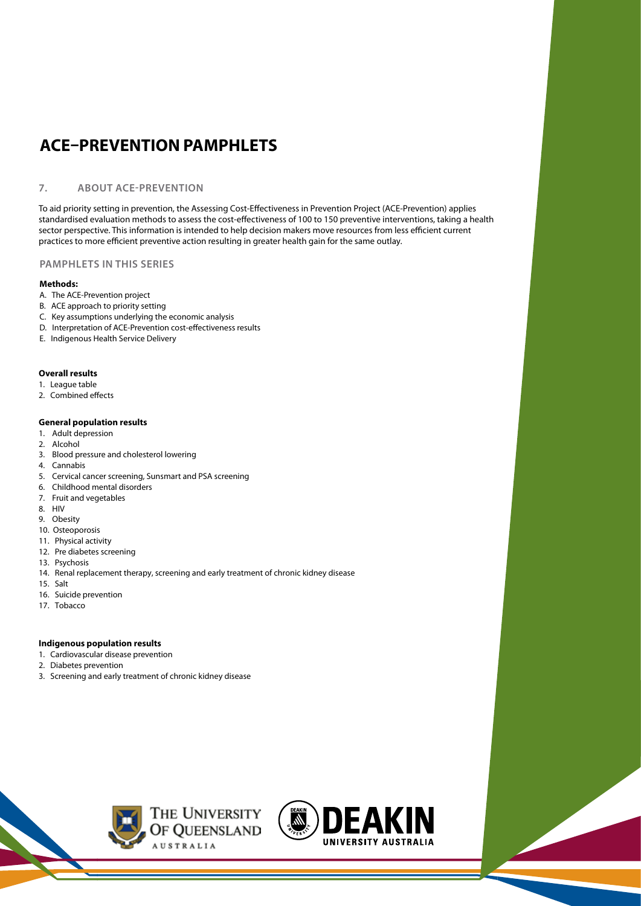# ACE–PREVENTION PAMPHLETS

## 7. ABOUT ACE-PREVENTION

To aid priority setting in prevention, the Assessing Cost-Effectiveness in Prevention Project (ACE-Prevention) applies standardised evaluation methods to assess the cost-effectiveness of 100 to 150 preventive interventions, taking a health sector perspective. This information is intended to help decision makers move resources from less efficient current practices to more efficient preventive action resulting in greater health gain for the same outlay.

## PAMPHLETS IN THIS SERIES

**Methods:**

A. The ACE-Prevention project
B. ACE approach to priority setting
C. Key assumptions underlying the economic analysis
D. Interpretation of ACE-Prevention cost-effectiveness results
E. Indigenous Health Service Delivery

**Overall results**

1. League table
2. Combined effects

**General population results**

1. Adult depression
2. Alcohol
3. Blood pressure and cholesterol lowering
4. Cannabis
5. Cervical cancer screening, Sunsmart and PSA screening
6. Childhood mental disorders
7. Fruit and vegetables
8. HIV
9. Obesity
10. Osteoporosis
11. Physical activity
12. Pre diabetes screening
13. Psychosis
14. Renal replacement therapy, screening and early treatment of chronic kidney disease
15. Salt
16. Suicide prevention
17. Tobacco

**Indigenous population results**

1. Cardiovascular disease prevention
2. Diabetes prevention
3. Screening and early treatment of chronic kidney disease

THE UNIVERSITY OF QUEENSLAND AUSTRALIA

DEAKIN UNIVERSITY AUSTRALIA